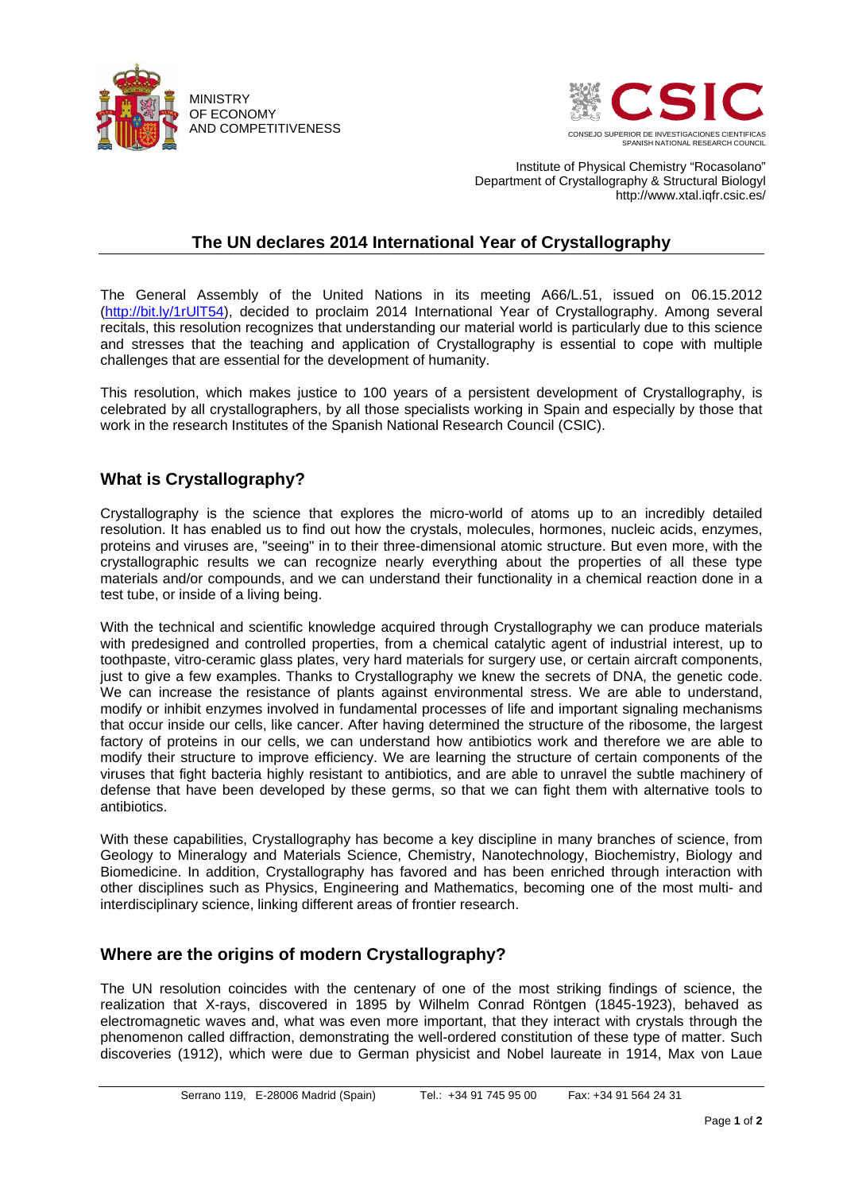MINISTRY
OF ECONOMY
AND COMPETITIVENESS

CSIC
CONSEJO SUPERIOR DE INVESTIGACIONES CIENTIFICAS
SPANISH NATIONAL RESEARCH COUNCIL

Institute of Physical Chemistry "Rocasolano"
Department of Crystallography & Structural Biologyl
http://www.xtal.iqfr.csic.es/

# The UN declares 2014 International Year of Crystallography

The General Assembly of the United Nations in its meeting A66/L.51, issued on 06.15.2012 (http://bit.ly/1rUlT54), decided to proclaim 2014 International Year of Crystallography. Among several recitals, this resolution recognizes that understanding our material world is particularly due to this science and stresses that the teaching and application of Crystallography is essential to cope with multiple challenges that are essential for the development of humanity.

This resolution, which makes justice to 100 years of a persistent development of Crystallography, is celebrated by all crystallographers, by all those specialists working in Spain and especially by those that work in the research Institutes of the Spanish National Research Council (CSIC).

## What is Crystallography?

Crystallography is the science that explores the micro-world of atoms up to an incredibly detailed resolution. It has enabled us to find out how the crystals, molecules, hormones, nucleic acids, enzymes, proteins and viruses are, "seeing" in to their three-dimensional atomic structure. But even more, with the crystallographic results we can recognize nearly everything about the properties of all these type materials and/or compounds, and we can understand their functionality in a chemical reaction done in a test tube, or inside of a living being.

With the technical and scientific knowledge acquired through Crystallography we can produce materials with predesigned and controlled properties, from a chemical catalytic agent of industrial interest, up to toothpaste, vitro-ceramic glass plates, very hard materials for surgery use, or certain aircraft components, just to give a few examples. Thanks to Crystallography we knew the secrets of DNA, the genetic code. We can increase the resistance of plants against environmental stress. We are able to understand, modify or inhibit enzymes involved in fundamental processes of life and important signaling mechanisms that occur inside our cells, like cancer. After having determined the structure of the ribosome, the largest factory of proteins in our cells, we can understand how antibiotics work and therefore we are able to modify their structure to improve efficiency. We are learning the structure of certain components of the viruses that fight bacteria highly resistant to antibiotics, and are able to unravel the subtle machinery of defense that have been developed by these germs, so that we can fight them with alternative tools to antibiotics.

With these capabilities, Crystallography has become a key discipline in many branches of science, from Geology to Mineralogy and Materials Science, Chemistry, Nanotechnology, Biochemistry, Biology and Biomedicine. In addition, Crystallography has favored and has been enriched through interaction with other disciplines such as Physics, Engineering and Mathematics, becoming one of the most multi- and interdisciplinary science, linking different areas of frontier research.

## Where are the origins of modern Crystallography?

The UN resolution coincides with the centenary of one of the most striking findings of science, the realization that X-rays, discovered in 1895 by Wilhelm Conrad Röntgen (1845-1923), behaved as electromagnetic waves and, what was even more important, that they interact with crystals through the phenomenon called diffraction, demonstrating the well-ordered constitution of these type of matter. Such discoveries (1912), which were due to German physicist and Nobel laureate in 1914, Max von Laue

Serrano 119, E-28006 Madrid (Spain) Tel.: +34 91 745 95 00 Fax: +34 91 564 24 31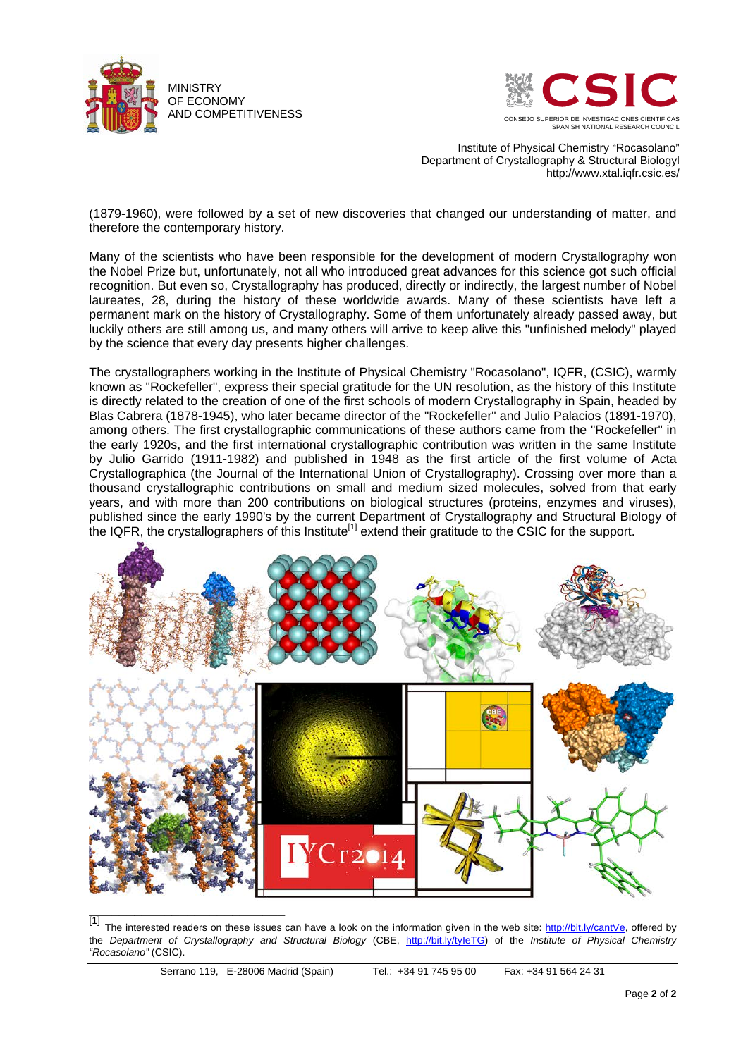(1879-1960), were followed by a set of new discoveries that changed our understanding of matter, and therefore the contemporary history.

Many of the scientists who have been responsible for the development of modern Crystallography won the Nobel Prize but, unfortunately, not all who introduced great advances for this science got such official recognition. But even so, Crystallography has produced, directly or indirectly, the largest number of Nobel laureates, 28, during the history of these worldwide awards. Many of these scientists have left a permanent mark on the history of Crystallography. Some of them unfortunately already passed away, but luckily others are still among us, and many others will arrive to keep alive this "unfinished melody" played by the science that every day presents higher challenges.

The crystallographers working in the Institute of Physical Chemistry "Rocasolano", IQFR, (CSIC), warmly known as "Rockefeller", express their special gratitude for the UN resolution, as the history of this Institute is directly related to the creation of one of the first schools of modern Crystallography in Spain, headed by Blas Cabrera (1878-1945), who later became director of the "Rockefeller" and Julio Palacios (1891-1970), among others. The first crystallographic communications of these authors came from the "Rockefeller" in the early 1920s, and the first international crystallographic contribution was written in the same Institute by Julio Garrido (1911-1982) and published in 1948 as the first article of the first volume of Acta Crystallographica (the Journal of the International Union of Crystallography). Crossing over more than a thousand crystallographic contributions on small and medium sized molecules, solved from that early years, and with more than 200 contributions on biological structures (proteins, enzymes and viruses), published since the early 1990's by the current Department of Crystallography and Structural Biology of the IQFR, the crystallographers of this Institute[1] extend their gratitude to the CSIC for the support.

[1] The interested readers on these issues can have a look on the information given in the web site: http://bit.ly/cantVe, offered by the *Department of Crystallography and Structural Biology* (CBE, http://bit.ly/tyleTG) of the *Institute of Physical Chemistry "Rocasolano"* (CSIC).